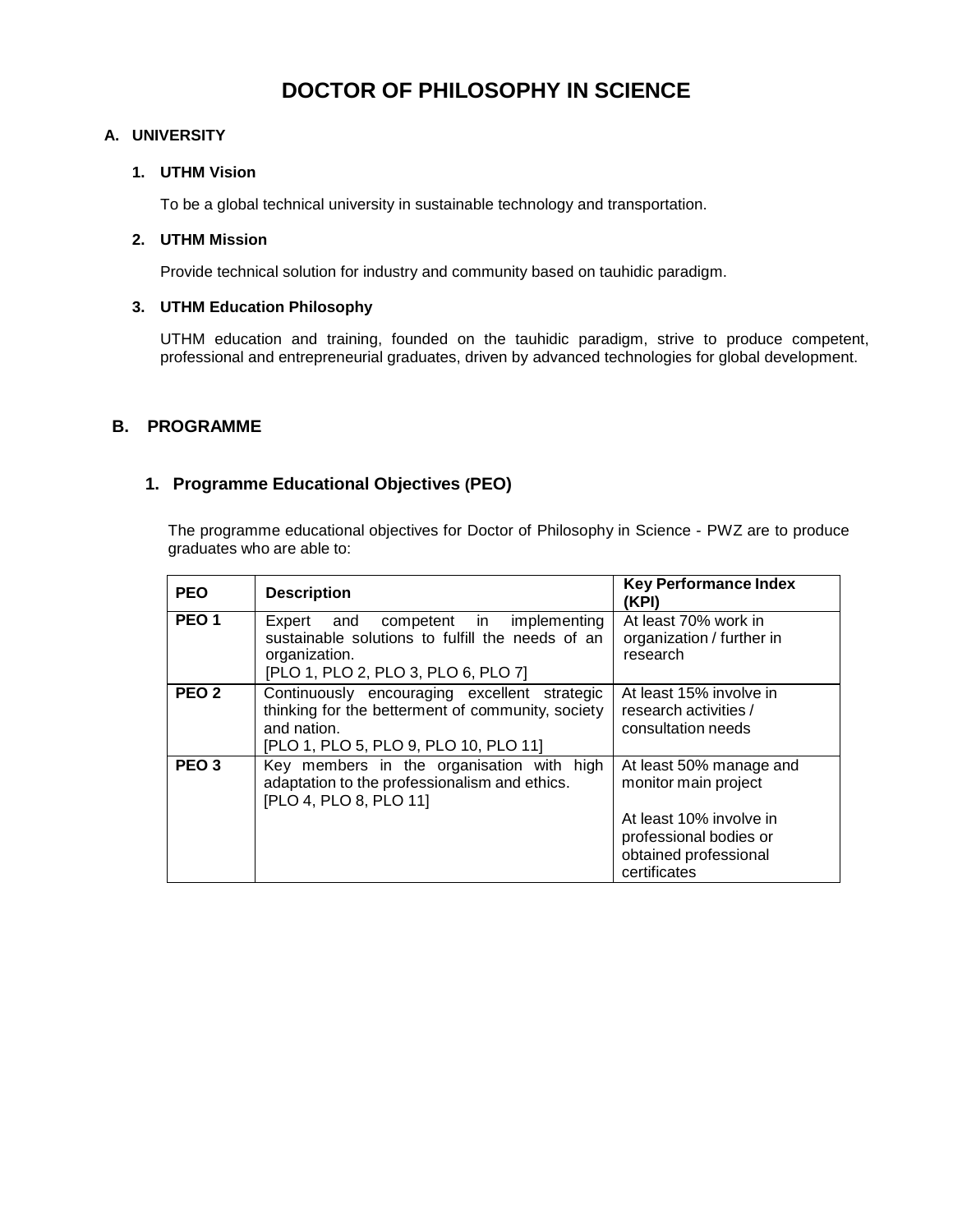# DOCTOR OF PHILOSOPHY IN SCIENCE

## A. UNIVERSITY

### 1. UTHM Vision

To be a global technical university in sustainable technology and transportation.

### 2. UTHM Mission

Provide technical solution for industry and community based on tauhidic paradigm.

### 3. UTHM Education Philosophy

UTHM education and training, founded on the tauhidic paradigm, strive to produce competent, professional and entrepreneurial graduates, driven by advanced technologies for global development.

## B. PROGRAMME

### 1. Programme Educational Objectives (PEO)

The programme educational objectives for Doctor of Philosophy in Science - PWZ are to produce graduates who are able to:

| PEO | Description | Key Performance Index (KPI) |
|---|---|---|
| **PEO 1** | Expert and competent in implementing sustainable solutions to fulfill the needs of an organization. [PLO 1, PLO 2, PLO 3, PLO 6, PLO 7] | At least 70% work in organization / further in research |
| **PEO 2** | Continuously encouraging excellent strategic thinking for the betterment of community, society and nation. [PLO 1, PLO 5, PLO 9, PLO 10, PLO 11] | At least 15% involve in research activities / consultation needs |
| **PEO 3** | Key members in the organisation with high adaptation to the professionalism and ethics. [PLO 4, PLO 8, PLO 11] | At least 50% manage and monitor main project<br><br>At least 10% involve in professional bodies or obtained professional certificates |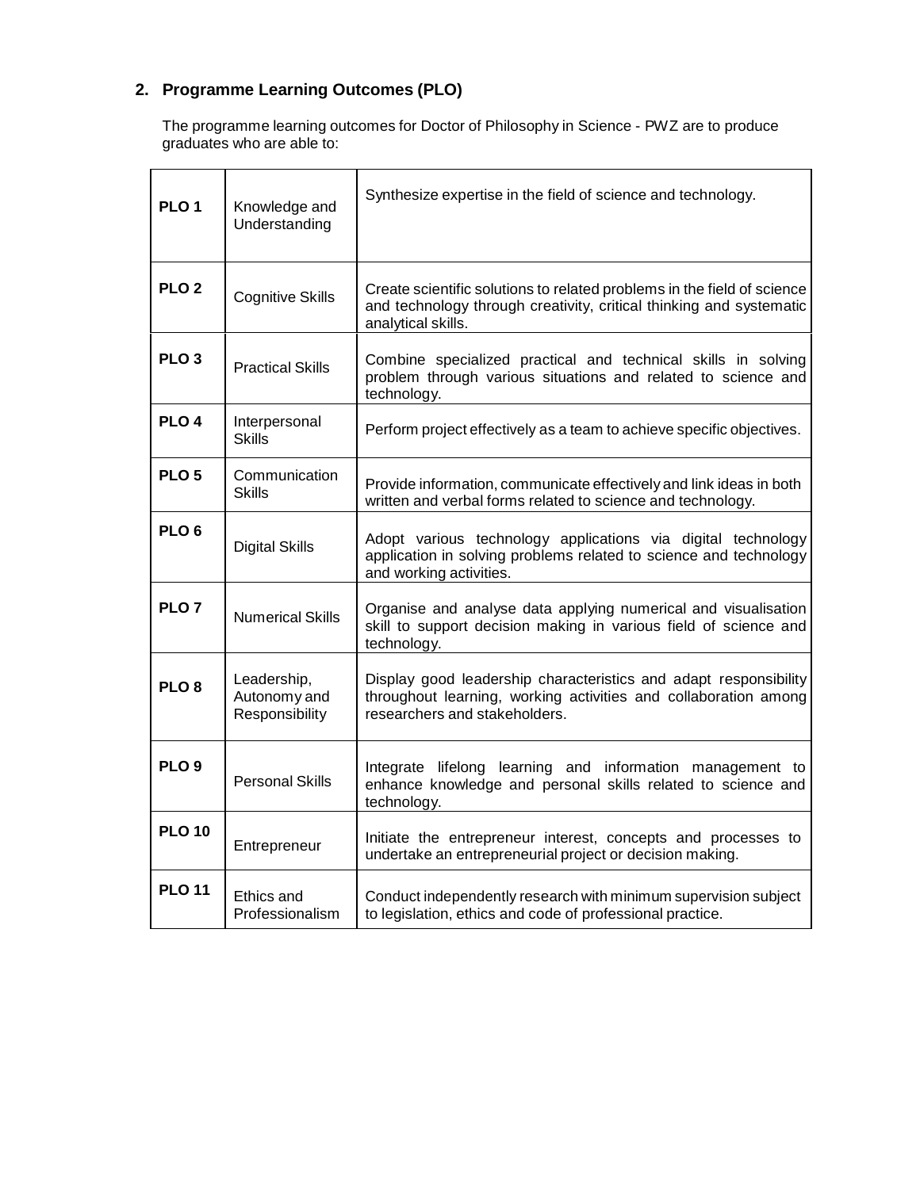## 2. Programme Learning Outcomes (PLO)

The programme learning outcomes for Doctor of Philosophy in Science - PWZ are to produce graduates who are able to:

| | | |
|---|---|---|
| **PLO 1** | Knowledge and Understanding | Synthesize expertise in the field of science and technology. |
| **PLO 2** | Cognitive Skills | Create scientific solutions to related problems in the field of science and technology through creativity, critical thinking and systematic analytical skills. |
| **PLO 3** | Practical Skills | Combine specialized practical and technical skills in solving problem through various situations and related to science and technology. |
| **PLO 4** | Interpersonal Skills | Perform project effectively as a team to achieve specific objectives. |
| **PLO 5** | Communication Skills | Provide information, communicate effectively and link ideas in both written and verbal forms related to science and technology. |
| **PLO 6** | Digital Skills | Adopt various technology applications via digital technology application in solving problems related to science and technology and working activities. |
| **PLO 7** | Numerical Skills | Organise and analyse data applying numerical and visualisation skill to support decision making in various field of science and technology. |
| **PLO 8** | Leadership, Autonomy and Responsibility | Display good leadership characteristics and adapt responsibility throughout learning, working activities and collaboration among researchers and stakeholders. |
| **PLO 9** | Personal Skills | Integrate lifelong learning and information management to enhance knowledge and personal skills related to science and technology. |
| **PLO 10** | Entrepreneur | Initiate the entrepreneur interest, concepts and processes to undertake an entrepreneurial project or decision making. |
| **PLO 11** | Ethics and Professionalism | Conduct independently research with minimum supervision subject to legislation, ethics and code of professional practice. |